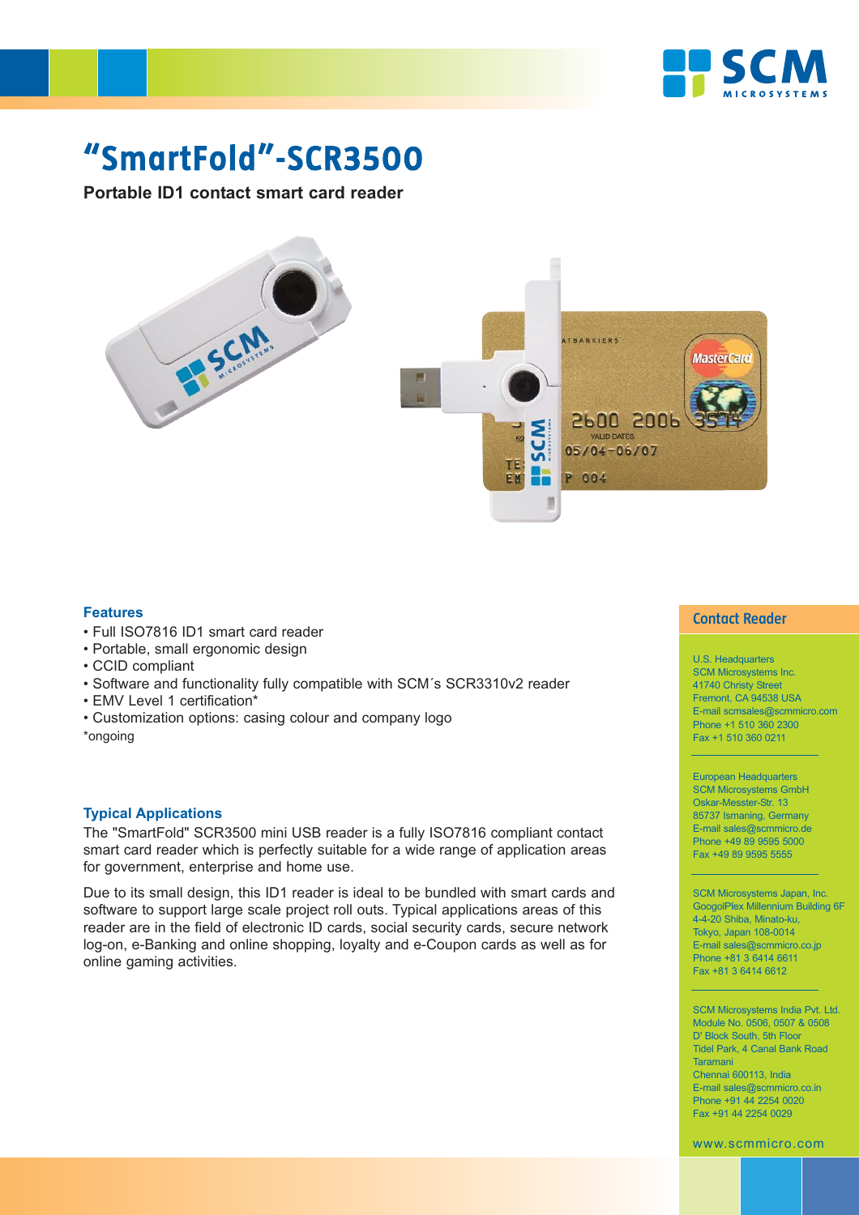# "SmartFold"-SCR3500

**Portable ID1 contact smart card reader**

### Features

- Full ISO7816 ID1 smart card reader
- Portable, small ergonomic design
- CCID compliant
- Software and functionality fully compatible with SCM´s SCR3310v2 reader
- EMV Level 1 certification*
- Customization options: casing colour and company logo

*ongoing

### Typical Applications

The "SmartFold" SCR3500 mini USB reader is a fully ISO7816 compliant contact smart card reader which is perfectly suitable for a wide range of application areas for government, enterprise and home use.

Due to its small design, this ID1 reader is ideal to be bundled with smart cards and software to support large scale project roll outs. Typical applications areas of this reader are in the field of electronic ID cards, social security cards, secure network log-on, e-Banking and online shopping, loyalty and e-Coupon cards as well as for online gaming activities.

## Contact Reader

U.S. Headquarters
SCM Microsystems Inc.
41740 Christy Street
Fremont, CA 94538 USA
E-mail scmsales@scmmicro.com
Phone +1 510 360 2300
Fax +1 510 360 0211

European Headquarters
SCM Microsystems GmbH
Oskar-Messter-Str. 13
85737 Ismaning, Germany
E-mail sales@scmmicro.de
Phone +49 89 9595 5000
Fax +49 89 9595 5555

SCM Microsystems Japan, Inc.
GoogolPlex Millennium Building 6F
4-4-20 Shiba, Minato-ku,
Tokyo, Japan 108-0014
E-mail sales@scmmicro.co.jp
Phone +81 3 6414 6611
Fax +81 3 6414 6612

SCM Microsystems India Pvt. Ltd.
Module No. 0506, 0507 & 0508
D' Block South, 5th Floor
Tidel Park, 4 Canal Bank Road
Taramani
Chennai 600113, India
E-mail sales@scmmicro.co.in
Phone +91 44 2254 0020
Fax +91 44 2254 0029

www.scmmicro.com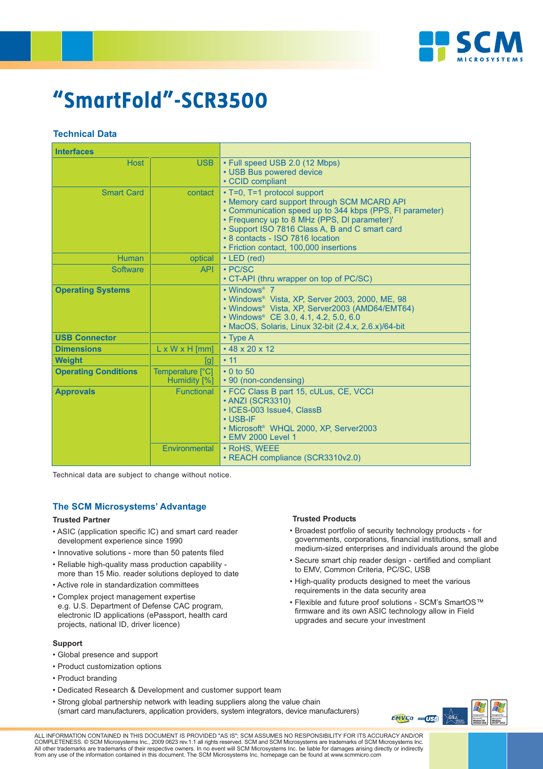# "SmartFold"-SCR3500

## Technical Data

| | | |
|---|---|---|
| **Interfaces** | | |
| Host | USB | • Full speed USB 2.0 (12 Mbps)<br>• USB Bus powered device<br>• CCID compliant |
| Smart Card | contact | • T=0, T=1 protocol support<br>• Memory card support through SCM MCARD API<br>• Communication speed up to 344 kbps (PPS, FI parameter)<br>• Frequency up to 8 MHz (PPS, DI parameter)'<br>• Support ISO 7816 Class A, B and C smart card<br>• 8 contacts - ISO 7816 location<br>• Friction contact, 100,000 insertions |
| Human | optical | • LED (red) |
| Software | API | • PC/SC<br>• CT-API (thru wrapper on top of PC/SC) |
| **Operating Systems** | | • Windows® 7<br>• Windows® Vista, XP, Server 2003, 2000, ME, 98<br>• Windows® Vista, XP, Server2003 (AMD64/EMT64)<br>• Windows® CE 3.0, 4.1, 4.2, 5.0, 6.0<br>• MacOS, Solaris, Linux 32-bit (2.4.x, 2.6.x)/64-bit |
| **USB Connector** | | • Type A |
| **Dimensions** | L x W x H [mm] | • 48 x 20 x 12 |
| **Weight** | [g] | • 11 |
| **Operating Conditions** | Temperature [°C]<br>Humidity [%] | • 0 to 50<br>• 90 (non-condensing) |
| **Approvals** | Functional | • FCC Class B part 15, cULus, CE, VCCI<br>• ANZI (SCR3310)<br>• ICES-003 Issue4, ClassB<br>• USB-IF<br>• Microsoft® WHQL 2000, XP, Server2003<br>• EMV 2000 Level 1 |
| | Environmental | • RoHS, WEEE<br>• REACH compliance (SCR3310v2.0) |

Technical data are subject to change without notice.

## The SCM Microsystems' Advantage

### Trusted Partner

- ASIC (application specific IC) and smart card reader development experience since 1990
- Innovative solutions - more than 50 patents filed
- Reliable high-quality mass production capability - more than 15 Mio. reader solutions deployed to date
- Active role in standardization committees
- Complex project management expertise e.g. U.S. Department of Defense CAC program, electronic ID applications (ePassport, health card projects, national ID, driver licence)

### Trusted Products

- Broadest portfolio of security technology products - for governments, corporations, financial institutions, small and medium-sized enterprises and individuals around the globe
- Secure smart chip reader design - certified and compliant to EMV, Common Criteria, PC/SC, USB
- High-quality products designed to meet the various requirements in the data security area
- Flexible and future proof solutions - SCM's SmartOS™ firmware and its own ASIC technology allow in Field upgrades and secure your investment

### Support

- Global presence and support
- Product customization options
- Product branding
- Dedicated Research & Development and customer support team
- Strong global partnership network with leading suppliers along the value chain (smart card manufacturers, application providers, system integrators, device manufacturers)

ALL INFORMATION CONTAINED IN THIS DOCUMENT IS PROVIDED "AS IS"; SCM ASSUMES NO RESPONSIBILITY FOR ITS ACCURACY AND/OR COMPLETENESS. © SCM Microsystems Inc., 2009 0623 rev.1.1 all rights reserved. SCM and SCM Microsystems are trademarks of SCM Microsystems Inc. All other trademarks are trademarks of their respective owners. In no event will SCM Microsystems Inc. be liable for damages arising directly or indirectly from any use of the information contained in this document. The SCM Microsystems Inc. homepage can be found at www.scmmicro.com